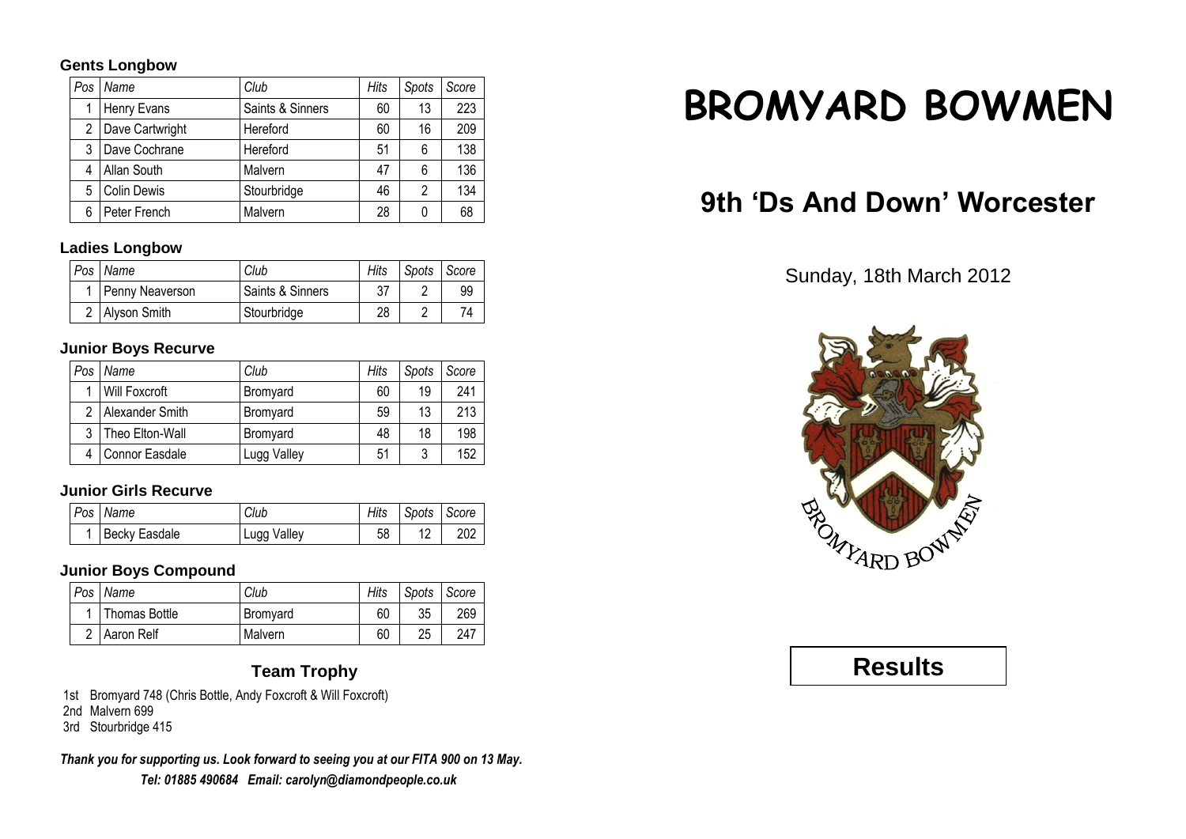# BROMYARD BOWMEN

## 9th 'Ds And Down' Worcester

Sunday, 18th March 2012

**Results**

### Gents Longbow

| Pos | Name | Club | Hits | Spots | Score |
|---|---|---|---|---|---|
| 1 | Henry Evans | Saints & Sinners | 60 | 13 | 223 |
| 2 | Dave Cartwright | Hereford | 60 | 16 | 209 |
| 3 | Dave Cochrane | Hereford | 51 | 6 | 138 |
| 4 | Allan South | Malvern | 47 | 6 | 136 |
| 5 | Colin Dewis | Stourbridge | 46 | 2 | 134 |
| 6 | Peter French | Malvern | 28 | 0 | 68 |

### Ladies Longbow

| Pos | Name | Club | Hits | Spots | Score |
|---|---|---|---|---|---|
| 1 | Penny Neaverson | Saints & Sinners | 37 | 2 | 99 |
| 2 | Alyson Smith | Stourbridge | 28 | 2 | 74 |

### Junior Boys Recurve

| Pos | Name | Club | Hits | Spots | Score |
|---|---|---|---|---|---|
| 1 | Will Foxcroft | Bromyard | 60 | 19 | 241 |
| 2 | Alexander Smith | Bromyard | 59 | 13 | 213 |
| 3 | Theo Elton-Wall | Bromyard | 48 | 18 | 198 |
| 4 | Connor Easdale | Lugg Valley | 51 | 3 | 152 |

### Junior Girls Recurve

| Pos | Name | Club | Hits | Spots | Score |
|---|---|---|---|---|---|
| 1 | Becky Easdale | Lugg Valley | 58 | 12 | 202 |

### Junior Boys Compound

| Pos | Name | Club | Hits | Spots | Score |
|---|---|---|---|---|---|
| 1 | Thomas Bottle | Bromyard | 60 | 35 | 269 |
| 2 | Aaron Relf | Malvern | 60 | 25 | 247 |

### Team Trophy

1st Bromyard 748 (Chris Bottle, Andy Foxcroft & Will Foxcroft)
2nd Malvern 699
3rd Stourbridge 415

***Thank you for supporting us. Look forward to seeing you at our FITA 900 on 13 May.***
***Tel: 01885 490684 Email: carolyn@diamondpeople.co.uk***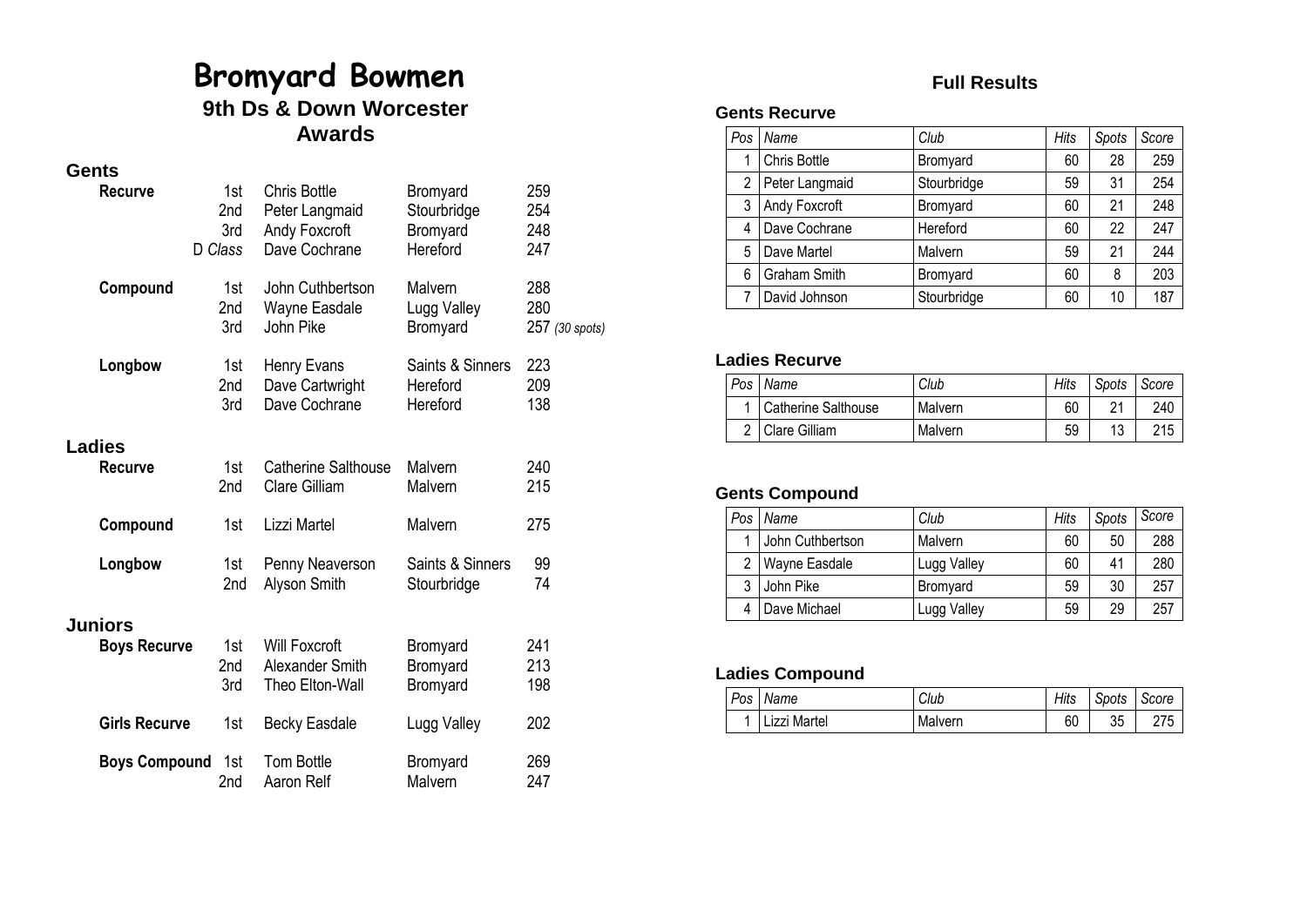# Bromyard Bowmen

## 9th Ds & Down Worcester

## Awards

### Gents

| | | | | |
|---|---|---|---|---|
| **Recurve** | 1st | Chris Bottle | Bromyard | 259 |
| | 2nd | Peter Langmaid | Stourbridge | 254 |
| | 3rd | Andy Foxcroft | Bromyard | 248 |
| | D *Class* | Dave Cochrane | Hereford | 247 |
| **Compound** | 1st | John Cuthbertson | Malvern | 288 |
| | 2nd | Wayne Easdale | Lugg Valley | 280 |
| | 3rd | John Pike | Bromyard | 257 *(30 spots)* |
| **Longbow** | 1st | Henry Evans | Saints & Sinners | 223 |
| | 2nd | Dave Cartwright | Hereford | 209 |
| | 3rd | Dave Cochrane | Hereford | 138 |

### Ladies

| | | | | |
|---|---|---|---|---|
| **Recurve** | 1st | Catherine Salthouse | Malvern | 240 |
| | 2nd | Clare Gilliam | Malvern | 215 |
| **Compound** | 1st | Lizzi Martel | Malvern | 275 |
| **Longbow** | 1st | Penny Neaverson | Saints & Sinners | 99 |
| | 2nd | Alyson Smith | Stourbridge | 74 |

### Juniors

| | | | | |
|---|---|---|---|---|
| **Boys Recurve** | 1st | Will Foxcroft | Bromyard | 241 |
| | 2nd | Alexander Smith | Bromyard | 213 |
| | 3rd | Theo Elton-Wall | Bromyard | 198 |
| **Girls Recurve** | 1st | Becky Easdale | Lugg Valley | 202 |
| **Boys Compound** | 1st | Tom Bottle | Bromyard | 269 |
| | 2nd | Aaron Relf | Malvern | 247 |

## Full Results

### Gents Recurve

| *Pos* | *Name* | *Club* | *Hits* | *Spots* | *Score* |
|---|---|---|---|---|---|
| 1 | Chris Bottle | Bromyard | 60 | 28 | 259 |
| 2 | Peter Langmaid | Stourbridge | 59 | 31 | 254 |
| 3 | Andy Foxcroft | Bromyard | 60 | 21 | 248 |
| 4 | Dave Cochrane | Hereford | 60 | 22 | 247 |
| 5 | Dave Martel | Malvern | 59 | 21 | 244 |
| 6 | Graham Smith | Bromyard | 60 | 8 | 203 |
| 7 | David Johnson | Stourbridge | 60 | 10 | 187 |

### Ladies Recurve

| *Pos* | *Name* | *Club* | *Hits* | *Spots* | *Score* |
|---|---|---|---|---|---|
| 1 | Catherine Salthouse | Malvern | 60 | 21 | 240 |
| 2 | Clare Gilliam | Malvern | 59 | 13 | 215 |

### Gents Compound

| *Pos* | *Name* | *Club* | *Hits* | *Spots* | *Score* |
|---|---|---|---|---|---|
| 1 | John Cuthbertson | Malvern | 60 | 50 | 288 |
| 2 | Wayne Easdale | Lugg Valley | 60 | 41 | 280 |
| 3 | John Pike | Bromyard | 59 | 30 | 257 |
| 4 | Dave Michael | Lugg Valley | 59 | 29 | 257 |

### Ladies Compound

| *Pos* | *Name* | *Club* | *Hits* | *Spots* | *Score* |
|---|---|---|---|---|---|
| 1 | Lizzi Martel | Malvern | 60 | 35 | 275 |